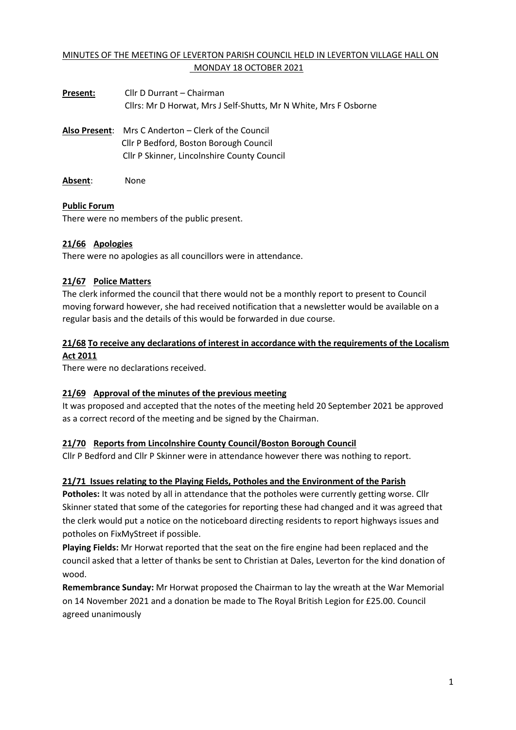# MINUTES OF THE MEETING OF LEVERTON PARISH COUNCIL HELD IN LEVERTON VILLAGE HALL ON MONDAY 18 OCTOBER 2021

**Present:** Cllr D Durrant – Chairman
Cllrs: Mr D Horwat, Mrs J Self-Shutts, Mr N White, Mrs F Osborne

**Also Present**: Mrs C Anderton – Clerk of the Council
Cllr P Bedford, Boston Borough Council
Cllr P Skinner, Lincolnshire County Council

**Absent**: None

## Public Forum

There were no members of the public present.

## 21/66 Apologies

There were no apologies as all councillors were in attendance.

## 21/67 Police Matters

The clerk informed the council that there would not be a monthly report to present to Council moving forward however, she had received notification that a newsletter would be available on a regular basis and the details of this would be forwarded in due course.

## 21/68 To receive any declarations of interest in accordance with the requirements of the Localism Act 2011

There were no declarations received.

## 21/69 Approval of the minutes of the previous meeting

It was proposed and accepted that the notes of the meeting held 20 September 2021 be approved as a correct record of the meeting and be signed by the Chairman.

## 21/70 Reports from Lincolnshire County Council/Boston Borough Council

Cllr P Bedford and Cllr P Skinner were in attendance however there was nothing to report.

## 21/71 Issues relating to the Playing Fields, Potholes and the Environment of the Parish

**Potholes:** It was noted by all in attendance that the potholes were currently getting worse. Cllr Skinner stated that some of the categories for reporting these had changed and it was agreed that the clerk would put a notice on the noticeboard directing residents to report highways issues and potholes on FixMyStreet if possible.

**Playing Fields:** Mr Horwat reported that the seat on the fire engine had been replaced and the council asked that a letter of thanks be sent to Christian at Dales, Leverton for the kind donation of wood.

**Remembrance Sunday:** Mr Horwat proposed the Chairman to lay the wreath at the War Memorial on 14 November 2021 and a donation be made to The Royal British Legion for £25.00. Council agreed unanimously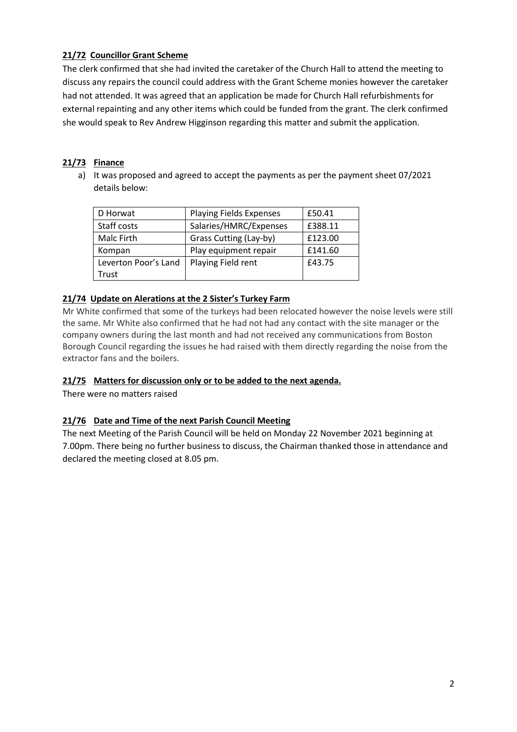## **21/72 Councillor Grant Scheme**

The clerk confirmed that she had invited the caretaker of the Church Hall to attend the meeting to discuss any repairs the council could address with the Grant Scheme monies however the caretaker had not attended. It was agreed that an application be made for Church Hall refurbishments for external repainting and any other items which could be funded from the grant. The clerk confirmed she would speak to Rev Andrew Higginson regarding this matter and submit the application.

## **21/73 Finance**

a) It was proposed and agreed to accept the payments as per the payment sheet 07/2021 details below:

| | | |
|---|---|---|
| D Horwat | Playing Fields Expenses | £50.41 |
| Staff costs | Salaries/HMRC/Expenses | £388.11 |
| Malc Firth | Grass Cutting (Lay-by) | £123.00 |
| Kompan | Play equipment repair | £141.60 |
| Leverton Poor's Land Trust | Playing Field rent | £43.75 |

## **21/74 Update on Alerations at the 2 Sister's Turkey Farm**

Mr White confirmed that some of the turkeys had been relocated however the noise levels were still the same. Mr White also confirmed that he had not had any contact with the site manager or the company owners during the last month and had not received any communications from Boston Borough Council regarding the issues he had raised with them directly regarding the noise from the extractor fans and the boilers.

## **21/75 Matters for discussion only or to be added to the next agenda.**

There were no matters raised

## **21/76 Date and Time of the next Parish Council Meeting**

The next Meeting of the Parish Council will be held on Monday 22 November 2021 beginning at 7.00pm. There being no further business to discuss, the Chairman thanked those in attendance and declared the meeting closed at 8.05 pm.